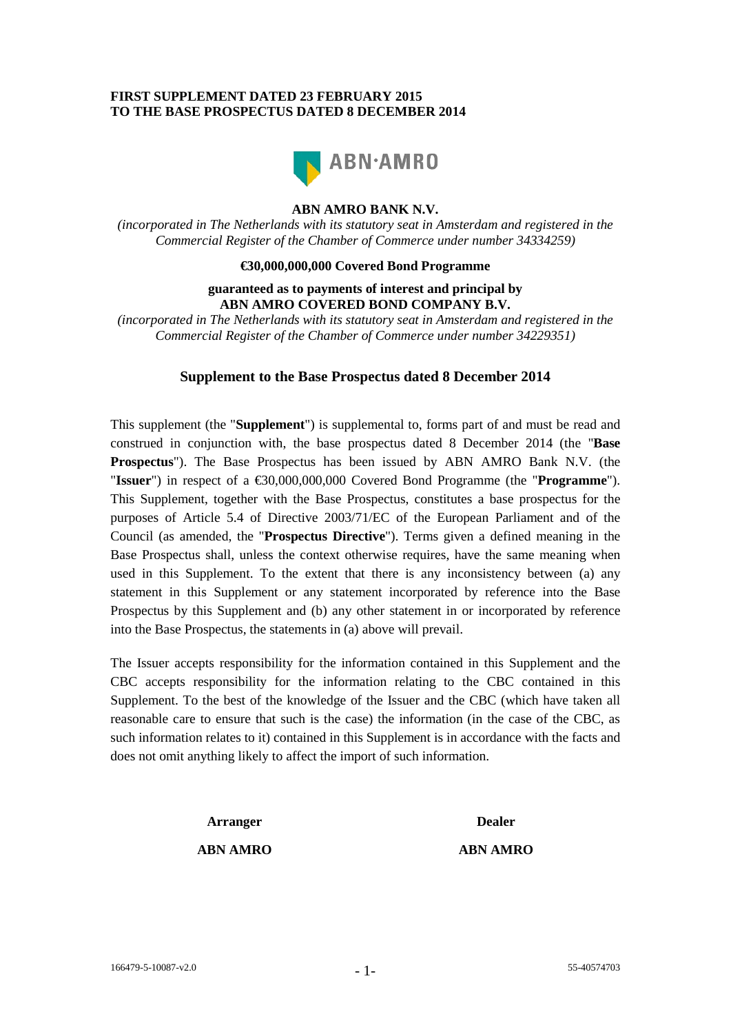**FIRST SUPPLEMENT DATED 23 FEBRUARY 2015**
**TO THE BASE PROSPECTUS DATED 8 DECEMBER 2014**

ABN·AMRO

**ABN AMRO BANK N.V.**

*(incorporated in The Netherlands with its statutory seat in Amsterdam and registered in the Commercial Register of the Chamber of Commerce under number 34334259)*

**€30,000,000,000 Covered Bond Programme**

**guaranteed as to payments of interest and principal by**
**ABN AMRO COVERED BOND COMPANY B.V.**

*(incorporated in The Netherlands with its statutory seat in Amsterdam and registered in the Commercial Register of the Chamber of Commerce under number 34229351)*

## Supplement to the Base Prospectus dated 8 December 2014

This supplement (the "**Supplement**") is supplemental to, forms part of and must be read and construed in conjunction with, the base prospectus dated 8 December 2014 (the "**Base Prospectus**"). The Base Prospectus has been issued by ABN AMRO Bank N.V. (the "**Issuer**") in respect of a €30,000,000,000 Covered Bond Programme (the "**Programme**"). This Supplement, together with the Base Prospectus, constitutes a base prospectus for the purposes of Article 5.4 of Directive 2003/71/EC of the European Parliament and of the Council (as amended, the "**Prospectus Directive**"). Terms given a defined meaning in the Base Prospectus shall, unless the context otherwise requires, have the same meaning when used in this Supplement. To the extent that there is any inconsistency between (a) any statement in this Supplement or any statement incorporated by reference into the Base Prospectus by this Supplement and (b) any other statement in or incorporated by reference into the Base Prospectus, the statements in (a) above will prevail.

The Issuer accepts responsibility for the information contained in this Supplement and the CBC accepts responsibility for the information relating to the CBC contained in this Supplement. To the best of the knowledge of the Issuer and the CBC (which have taken all reasonable care to ensure that such is the case) the information (in the case of the CBC, as such information relates to it) contained in this Supplement is in accordance with the facts and does not omit anything likely to affect the import of such information.

| **Arranger** | **Dealer** |
|---|---|
| **ABN AMRO** | **ABN AMRO** |

166479-5-10087-v2.0 55-40574703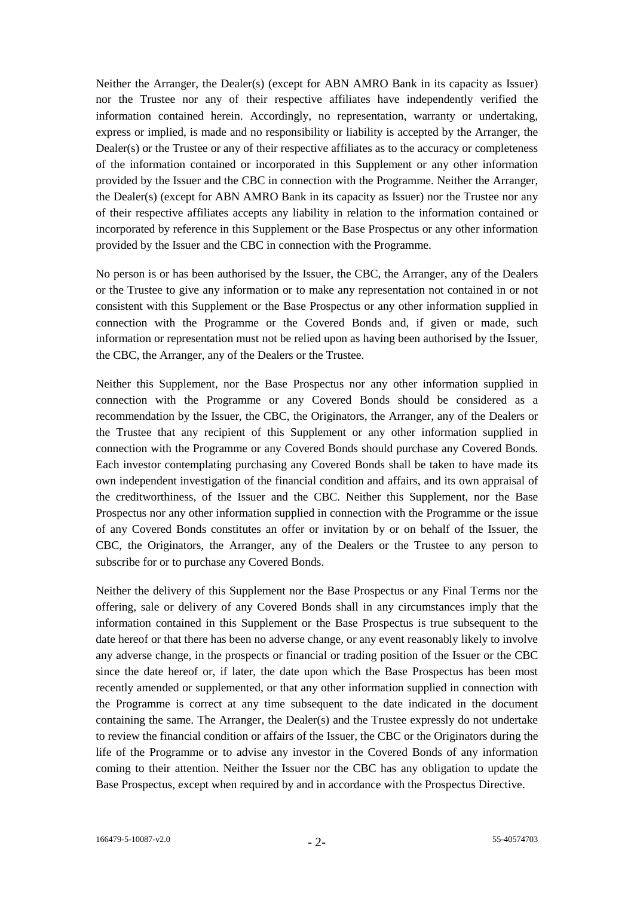Neither the Arranger, the Dealer(s) (except for ABN AMRO Bank in its capacity as Issuer) nor the Trustee nor any of their respective affiliates have independently verified the information contained herein. Accordingly, no representation, warranty or undertaking, express or implied, is made and no responsibility or liability is accepted by the Arranger, the Dealer(s) or the Trustee or any of their respective affiliates as to the accuracy or completeness of the information contained or incorporated in this Supplement or any other information provided by the Issuer and the CBC in connection with the Programme. Neither the Arranger, the Dealer(s) (except for ABN AMRO Bank in its capacity as Issuer) nor the Trustee nor any of their respective affiliates accepts any liability in relation to the information contained or incorporated by reference in this Supplement or the Base Prospectus or any other information provided by the Issuer and the CBC in connection with the Programme.

No person is or has been authorised by the Issuer, the CBC, the Arranger, any of the Dealers or the Trustee to give any information or to make any representation not contained in or not consistent with this Supplement or the Base Prospectus or any other information supplied in connection with the Programme or the Covered Bonds and, if given or made, such information or representation must not be relied upon as having been authorised by the Issuer, the CBC, the Arranger, any of the Dealers or the Trustee.

Neither this Supplement, nor the Base Prospectus nor any other information supplied in connection with the Programme or any Covered Bonds should be considered as a recommendation by the Issuer, the CBC, the Originators, the Arranger, any of the Dealers or the Trustee that any recipient of this Supplement or any other information supplied in connection with the Programme or any Covered Bonds should purchase any Covered Bonds. Each investor contemplating purchasing any Covered Bonds shall be taken to have made its own independent investigation of the financial condition and affairs, and its own appraisal of the creditworthiness, of the Issuer and the CBC. Neither this Supplement, nor the Base Prospectus nor any other information supplied in connection with the Programme or the issue of any Covered Bonds constitutes an offer or invitation by or on behalf of the Issuer, the CBC, the Originators, the Arranger, any of the Dealers or the Trustee to any person to subscribe for or to purchase any Covered Bonds.

Neither the delivery of this Supplement nor the Base Prospectus or any Final Terms nor the offering, sale or delivery of any Covered Bonds shall in any circumstances imply that the information contained in this Supplement or the Base Prospectus is true subsequent to the date hereof or that there has been no adverse change, or any event reasonably likely to involve any adverse change, in the prospects or financial or trading position of the Issuer or the CBC since the date hereof or, if later, the date upon which the Base Prospectus has been most recently amended or supplemented, or that any other information supplied in connection with the Programme is correct at any time subsequent to the date indicated in the document containing the same. The Arranger, the Dealer(s) and the Trustee expressly do not undertake to review the financial condition or affairs of the Issuer, the CBC or the Originators during the life of the Programme or to advise any investor in the Covered Bonds of any information coming to their attention. Neither the Issuer nor the CBC has any obligation to update the Base Prospectus, except when required by and in accordance with the Prospectus Directive.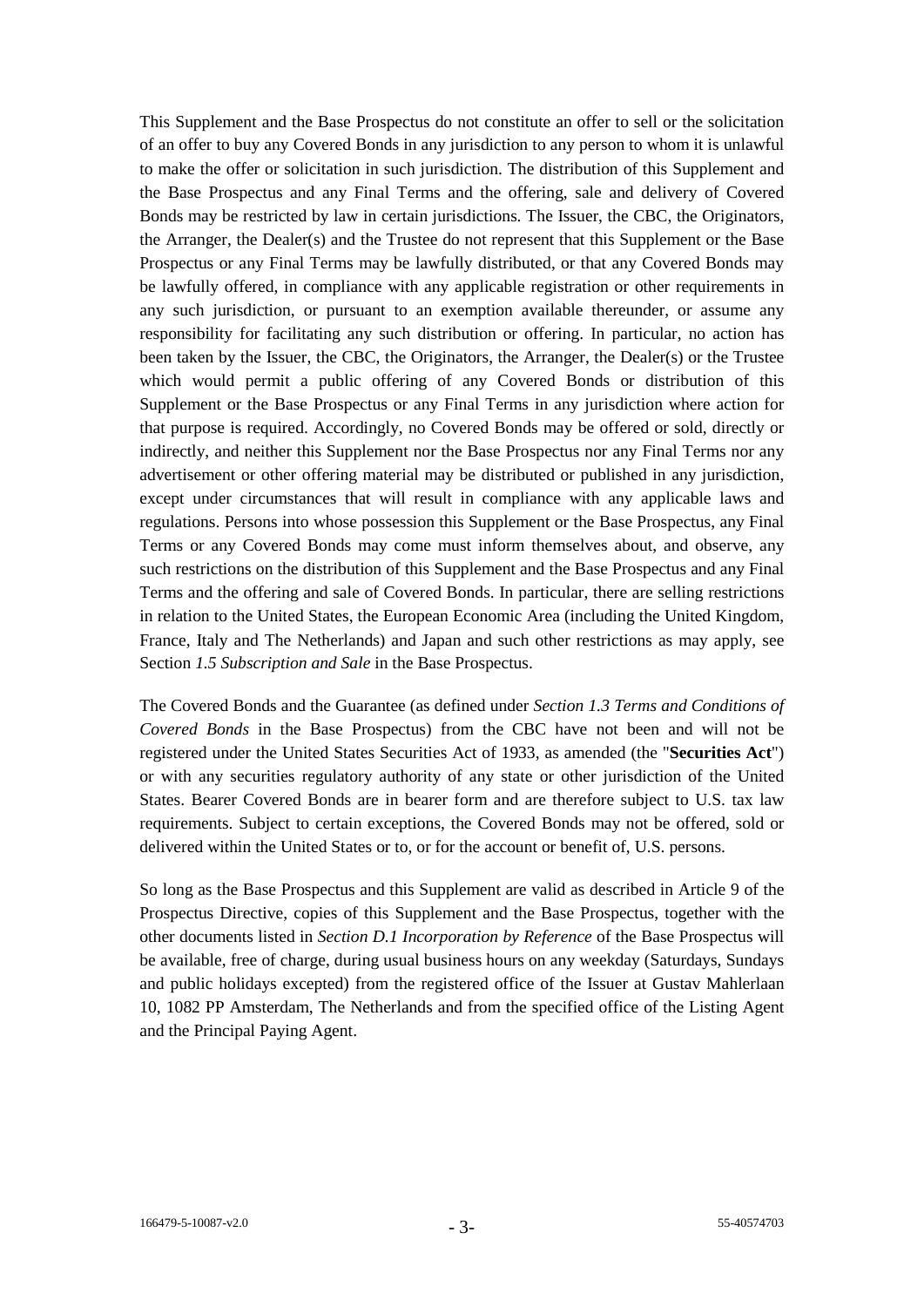This Supplement and the Base Prospectus do not constitute an offer to sell or the solicitation of an offer to buy any Covered Bonds in any jurisdiction to any person to whom it is unlawful to make the offer or solicitation in such jurisdiction. The distribution of this Supplement and the Base Prospectus and any Final Terms and the offering, sale and delivery of Covered Bonds may be restricted by law in certain jurisdictions. The Issuer, the CBC, the Originators, the Arranger, the Dealer(s) and the Trustee do not represent that this Supplement or the Base Prospectus or any Final Terms may be lawfully distributed, or that any Covered Bonds may be lawfully offered, in compliance with any applicable registration or other requirements in any such jurisdiction, or pursuant to an exemption available thereunder, or assume any responsibility for facilitating any such distribution or offering. In particular, no action has been taken by the Issuer, the CBC, the Originators, the Arranger, the Dealer(s) or the Trustee which would permit a public offering of any Covered Bonds or distribution of this Supplement or the Base Prospectus or any Final Terms in any jurisdiction where action for that purpose is required. Accordingly, no Covered Bonds may be offered or sold, directly or indirectly, and neither this Supplement nor the Base Prospectus nor any Final Terms nor any advertisement or other offering material may be distributed or published in any jurisdiction, except under circumstances that will result in compliance with any applicable laws and regulations. Persons into whose possession this Supplement or the Base Prospectus, any Final Terms or any Covered Bonds may come must inform themselves about, and observe, any such restrictions on the distribution of this Supplement and the Base Prospectus and any Final Terms and the offering and sale of Covered Bonds. In particular, there are selling restrictions in relation to the United States, the European Economic Area (including the United Kingdom, France, Italy and The Netherlands) and Japan and such other restrictions as may apply, see Section *1.5 Subscription and Sale* in the Base Prospectus.

The Covered Bonds and the Guarantee (as defined under *Section 1.3 Terms and Conditions of Covered Bonds* in the Base Prospectus) from the CBC have not been and will not be registered under the United States Securities Act of 1933, as amended (the "**Securities Act**") or with any securities regulatory authority of any state or other jurisdiction of the United States. Bearer Covered Bonds are in bearer form and are therefore subject to U.S. tax law requirements. Subject to certain exceptions, the Covered Bonds may not be offered, sold or delivered within the United States or to, or for the account or benefit of, U.S. persons.

So long as the Base Prospectus and this Supplement are valid as described in Article 9 of the Prospectus Directive, copies of this Supplement and the Base Prospectus, together with the other documents listed in *Section D.1 Incorporation by Reference* of the Base Prospectus will be available, free of charge, during usual business hours on any weekday (Saturdays, Sundays and public holidays excepted) from the registered office of the Issuer at Gustav Mahlerlaan 10, 1082 PP Amsterdam, The Netherlands and from the specified office of the Listing Agent and the Principal Paying Agent.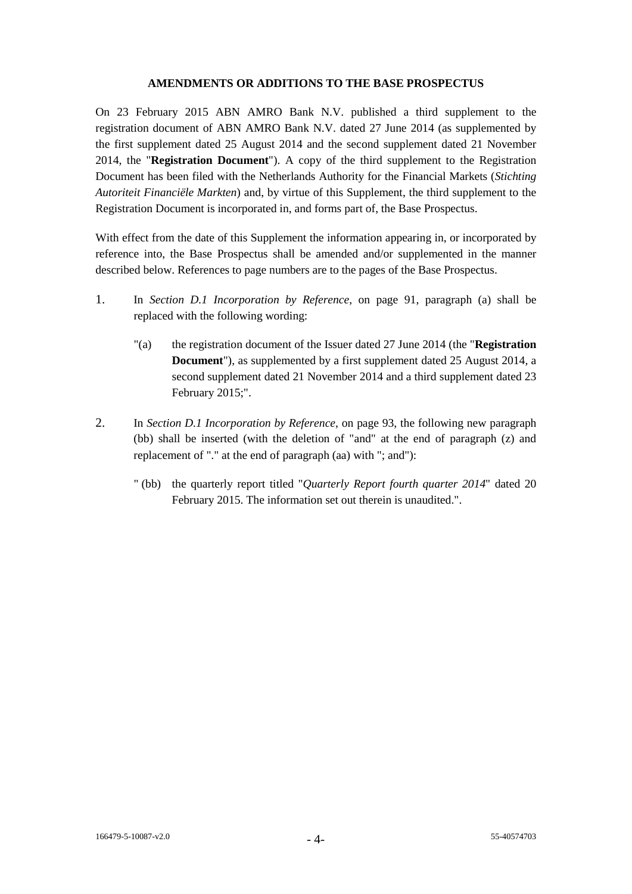## AMENDMENTS OR ADDITIONS TO THE BASE PROSPECTUS

On 23 February 2015 ABN AMRO Bank N.V. published a third supplement to the registration document of ABN AMRO Bank N.V. dated 27 June 2014 (as supplemented by the first supplement dated 25 August 2014 and the second supplement dated 21 November 2014, the "**Registration Document**"). A copy of the third supplement to the Registration Document has been filed with the Netherlands Authority for the Financial Markets (*Stichting Autoriteit Financiële Markten*) and, by virtue of this Supplement, the third supplement to the Registration Document is incorporated in, and forms part of, the Base Prospectus.

With effect from the date of this Supplement the information appearing in, or incorporated by reference into, the Base Prospectus shall be amended and/or supplemented in the manner described below. References to page numbers are to the pages of the Base Prospectus.

1. In *Section D.1 Incorporation by Reference*, on page 91, paragraph (a) shall be replaced with the following wording:

   "(a) the registration document of the Issuer dated 27 June 2014 (the "**Registration Document**"), as supplemented by a first supplement dated 25 August 2014, a second supplement dated 21 November 2014 and a third supplement dated 23 February 2015;".

2. In *Section D.1 Incorporation by Reference*, on page 93, the following new paragraph (bb) shall be inserted (with the deletion of "and" at the end of paragraph (z) and replacement of "." at the end of paragraph (aa) with "; and"):

   " (bb) the quarterly report titled "*Quarterly Report fourth quarter 2014*" dated 20 February 2015. The information set out therein is unaudited.".